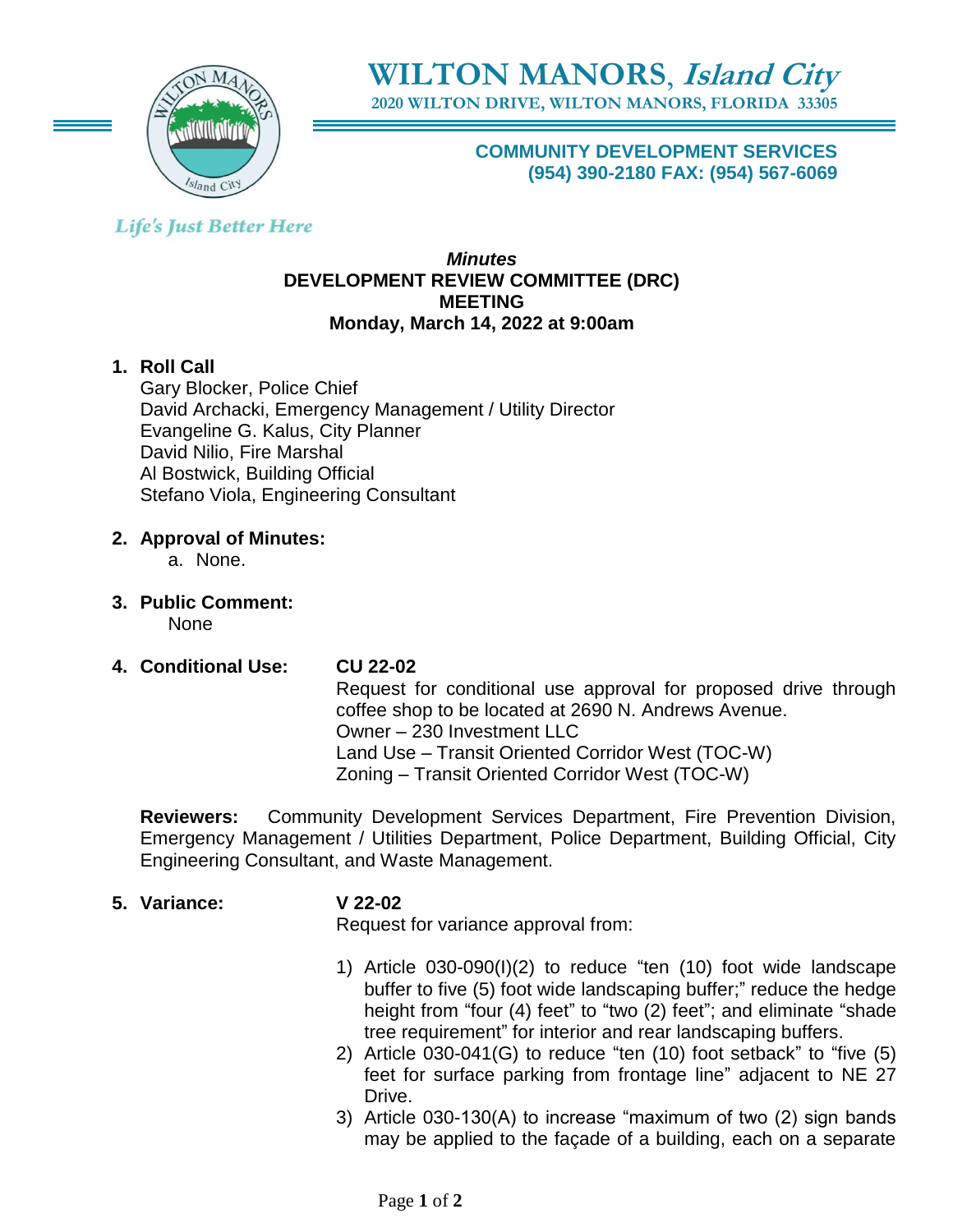# WILTON MANORS, *Island City*

**2020 WILTON DRIVE, WILTON MANORS, FLORIDA 33305**

**COMMUNITY DEVELOPMENT SERVICES**
**(954) 390-2180 FAX: (954) 567-6069**

*Life's Just Better Here*

***Minutes***
**DEVELOPMENT REVIEW COMMITTEE (DRC)**
**MEETING**
**Monday, March 14, 2022 at 9:00am**

1. **Roll Call**
   Gary Blocker, Police Chief
   David Archacki, Emergency Management / Utility Director
   Evangeline G. Kalus, City Planner
   David Nilio, Fire Marshal
   Al Bostwick, Building Official
   Stefano Viola, Engineering Consultant

2. **Approval of Minutes:**
   a. None.

3. **Public Comment:**
   None

4. **Conditional Use:** **CU 22-02**
   Request for conditional use approval for proposed drive through coffee shop to be located at 2690 N. Andrews Avenue.
   Owner – 230 Investment LLC
   Land Use – Transit Oriented Corridor West (TOC-W)
   Zoning – Transit Oriented Corridor West (TOC-W)

   **Reviewers:** Community Development Services Department, Fire Prevention Division, Emergency Management / Utilities Department, Police Department, Building Official, City Engineering Consultant, and Waste Management.

5. **Variance:** **V 22-02**
   Request for variance approval from:

   1) Article 030-090(I)(2) to reduce "ten (10) foot wide landscape buffer to five (5) foot wide landscaping buffer;" reduce the hedge height from "four (4) feet" to "two (2) feet"; and eliminate "shade tree requirement" for interior and rear landscaping buffers.
   2) Article 030-041(G) to reduce "ten (10) foot setback" to "five (5) feet for surface parking from frontage line" adjacent to NE 27 Drive.
   3) Article 030-130(A) to increase "maximum of two (2) sign bands may be applied to the façade of a building, each on a separate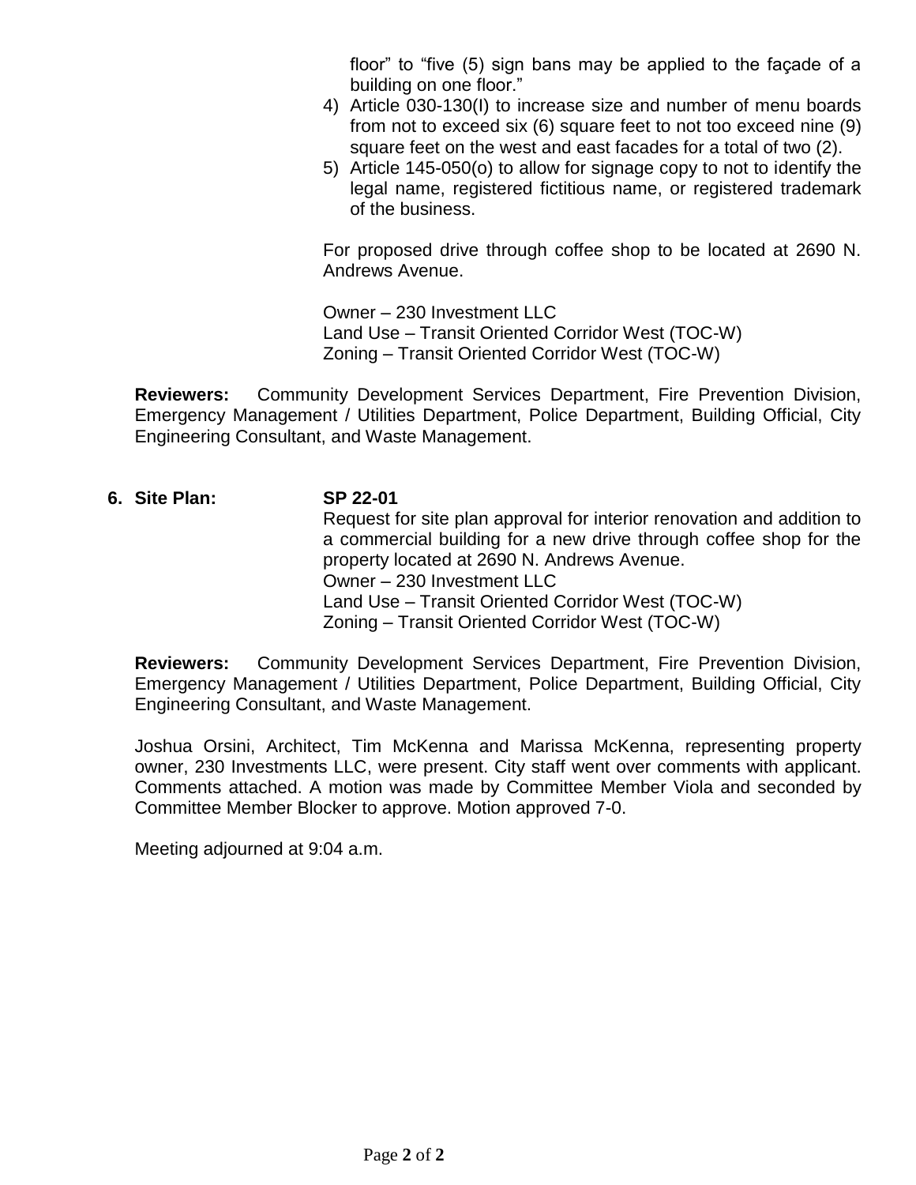floor" to "five (5) sign bans may be applied to the façade of a building on one floor."

4) Article 030-130(I) to increase size and number of menu boards from not to exceed six (6) square feet to not too exceed nine (9) square feet on the west and east facades for a total of two (2).
5) Article 145-050(o) to allow for signage copy to not to identify the legal name, registered fictitious name, or registered trademark of the business.

For proposed drive through coffee shop to be located at 2690 N. Andrews Avenue.

Owner – 230 Investment LLC
Land Use – Transit Oriented Corridor West (TOC-W)
Zoning – Transit Oriented Corridor West (TOC-W)

**Reviewers:** Community Development Services Department, Fire Prevention Division, Emergency Management / Utilities Department, Police Department, Building Official, City Engineering Consultant, and Waste Management.

**6. Site Plan: SP 22-01**

Request for site plan approval for interior renovation and addition to a commercial building for a new drive through coffee shop for the property located at 2690 N. Andrews Avenue.
Owner – 230 Investment LLC
Land Use – Transit Oriented Corridor West (TOC-W)
Zoning – Transit Oriented Corridor West (TOC-W)

**Reviewers:** Community Development Services Department, Fire Prevention Division, Emergency Management / Utilities Department, Police Department, Building Official, City Engineering Consultant, and Waste Management.

Joshua Orsini, Architect, Tim McKenna and Marissa McKenna, representing property owner, 230 Investments LLC, were present. City staff went over comments with applicant. Comments attached. A motion was made by Committee Member Viola and seconded by Committee Member Blocker to approve. Motion approved 7-0.

Meeting adjourned at 9:04 a.m.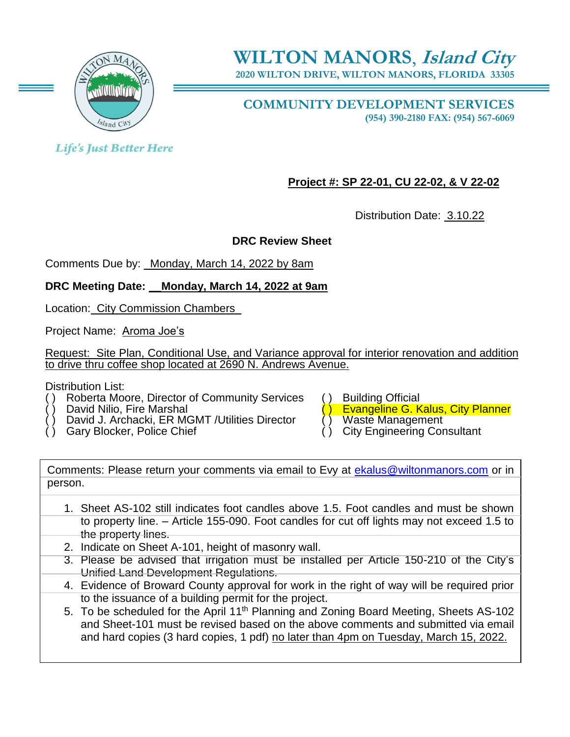# WILTON MANORS, *Island City*

2020 WILTON DRIVE, WILTON MANORS, FLORIDA 33305

## COMMUNITY DEVELOPMENT SERVICES

(954) 390-2180 FAX: (954) 567-6069

*Life's Just Better Here*

**Project #: SP 22-01, CU 22-02, & V 22-02**

Distribution Date: 3.10.22

**DRC Review Sheet**

Comments Due by: Monday, March 14, 2022 by 8am

**DRC Meeting Date: Monday, March 14, 2022 at 9am**

Location: City Commission Chambers

Project Name: Aroma Joe's

Request: Site Plan, Conditional Use, and Variance approval for interior renovation and addition to drive thru coffee shop located at 2690 N. Andrews Avenue.

Distribution List:

( ) Roberta Moore, Director of Community Services
( ) David Nilio, Fire Marshal
( ) David J. Archacki, ER MGMT /Utilities Director
( ) Gary Blocker, Police Chief
( ) Building Official
( ) Evangeline G. Kalus, City Planner
( ) Waste Management
( ) City Engineering Consultant

Comments: Please return your comments via email to Evy at ekalus@wiltonmanors.com or in person.

1. Sheet AS-102 still indicates foot candles above 1.5. Foot candles and must be shown to property line. – Article 155-090. Foot candles for cut off lights may not exceed 1.5 to the property lines.
2. Indicate on Sheet A-101, height of masonry wall.
3. Please be advised that irrigation must be installed per Article 150-210 of the City's Unified Land Development Regulations.
4. Evidence of Broward County approval for work in the right of way will be required prior to the issuance of a building permit for the project.
5. To be scheduled for the April 11th Planning and Zoning Board Meeting, Sheets AS-102 and Sheet-101 must be revised based on the above comments and submitted via email and hard copies (3 hard copies, 1 pdf) no later than 4pm on Tuesday, March 15, 2022.